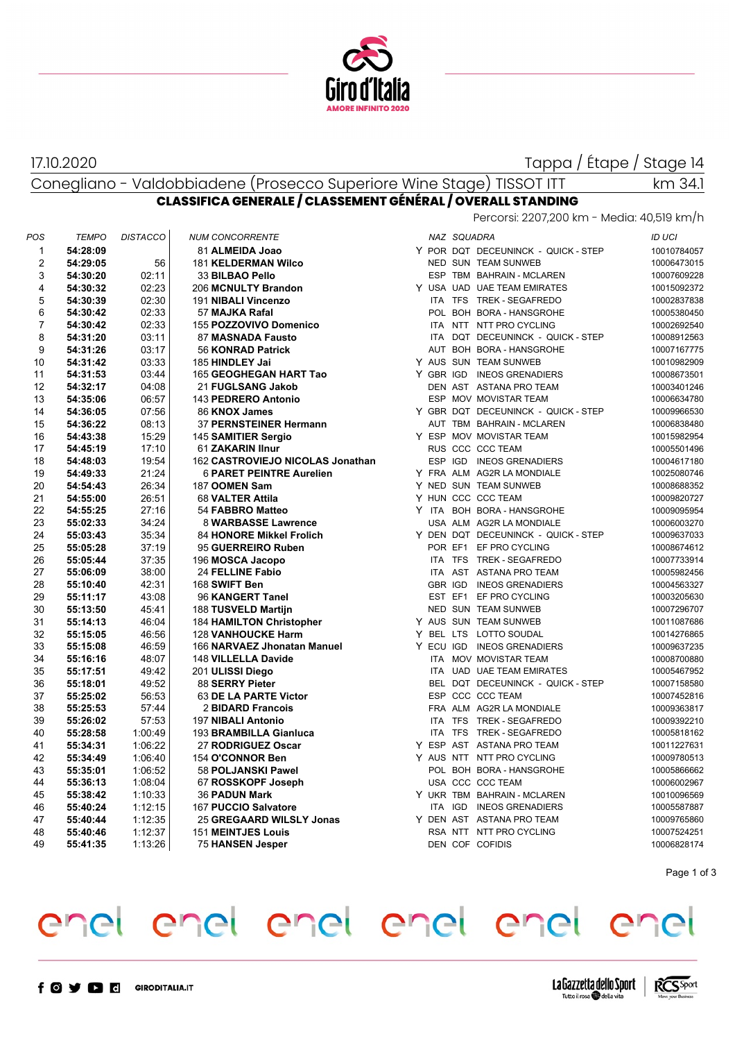17.10.2020

Tappa / Étape / Stage 14

Conegliano - Valdobbiadene (Prosecco Superiore Wine Stage) TISSOT ITT

km 34.1

## CLASSIFICA GENERALE / CLASSEMENT GÉNÉRAL / OVERALL STANDING

Percorsi: 2207,200 km - Media: 40,519 km/h

| POS | TEMPO | DISTACCO | NUM | CONCORRENTE | | NAZ | SQUADRA | | ID UCI |
|---|---|---|---|---|---|---|---|---|---|
| 1 | 54:28:09 | | 81 | ALMEIDA Joao | Y | POR | DQT | DECEUNINCK - QUICK - STEP | 10010784057 |
| 2 | 54:29:05 | 56 | 181 | KELDERMAN Wilco | | NED | SUN | TEAM SUNWEB | 10006473015 |
| 3 | 54:30:20 | 02:11 | 33 | BILBAO Pello | | ESP | TBM | BAHRAIN - MCLAREN | 10007609228 |
| 4 | 54:30:32 | 02:23 | 206 | MCNULTY Brandon | Y | USA | UAD | UAE TEAM EMIRATES | 10015092372 |
| 5 | 54:30:39 | 02:30 | 191 | NIBALI Vincenzo | | ITA | TFS | TREK - SEGAFREDO | 10002837838 |
| 6 | 54:30:42 | 02:33 | 57 | MAJKA Rafal | | POL | BOH | BORA - HANSGROHE | 10005380450 |
| 7 | 54:30:42 | 02:33 | 155 | POZZOVIVO Domenico | | ITA | NTT | NTT PRO CYCLING | 10002692540 |
| 8 | 54:31:20 | 03:11 | 87 | MASNADA Fausto | | ITA | DQT | DECEUNINCK - QUICK - STEP | 10008912563 |
| 9 | 54:31:26 | 03:17 | 56 | KONRAD Patrick | | AUT | BOH | BORA - HANSGROHE | 10007167775 |
| 10 | 54:31:42 | 03:33 | 185 | HINDLEY Jai | Y | AUS | SUN | TEAM SUNWEB | 10010982909 |
| 11 | 54:31:53 | 03:44 | 165 | GEOGHEGAN HART Tao | Y | GBR | IGD | INEOS GRENADIERS | 10008673501 |
| 12 | 54:32:17 | 04:08 | 21 | FUGLSANG Jakob | | DEN | AST | ASTANA PRO TEAM | 10003401246 |
| 13 | 54:35:06 | 06:57 | 143 | PEDRERO Antonio | | ESP | MOV | MOVISTAR TEAM | 10006634780 |
| 14 | 54:36:05 | 07:56 | 86 | KNOX James | Y | GBR | DQT | DECEUNINCK - QUICK - STEP | 10009966530 |
| 15 | 54:36:22 | 08:13 | 37 | PERNSTEINER Hermann | | AUT | TBM | BAHRAIN - MCLAREN | 10006838480 |
| 16 | 54:43:38 | 15:29 | 145 | SAMITIER Sergio | Y | ESP | MOV | MOVISTAR TEAM | 10015982954 |
| 17 | 54:45:19 | 17:10 | 61 | ZAKARIN Ilnur | | RUS | CCC | CCC TEAM | 10005501496 |
| 18 | 54:48:03 | 19:54 | 162 | CASTROVIEJO NICOLAS Jonathan | | ESP | IGD | INEOS GRENADIERS | 10004617180 |
| 19 | 54:49:33 | 21:24 | 6 | PARET PEINTRE Aurelien | Y | FRA | ALM | AG2R LA MONDIALE | 10025080746 |
| 20 | 54:54:43 | 26:34 | 187 | OOMEN Sam | Y | NED | SUN | TEAM SUNWEB | 10008688352 |
| 21 | 54:55:00 | 26:51 | 68 | VALTER Attila | Y | HUN | CCC | CCC TEAM | 10009820727 |
| 22 | 54:55:25 | 27:16 | 54 | FABBRO Matteo | Y | ITA | BOH | BORA - HANSGROHE | 10009095954 |
| 23 | 55:02:33 | 34:24 | 8 | WARBASSE Lawrence | | USA | ALM | AG2R LA MONDIALE | 10006003270 |
| 24 | 55:03:43 | 35:34 | 84 | HONORE Mikkel Frolich | Y | DEN | DQT | DECEUNINCK - QUICK - STEP | 10009637033 |
| 25 | 55:05:28 | 37:19 | 95 | GUERREIRO Ruben | | POR | EF1 | EF PRO CYCLING | 10008674612 |
| 26 | 55:05:44 | 37:35 | 196 | MOSCA Jacopo | | ITA | TFS | TREK - SEGAFREDO | 10007733914 |
| 27 | 55:06:09 | 38:00 | 24 | FELLINE Fabio | | ITA | AST | ASTANA PRO TEAM | 10005982456 |
| 28 | 55:10:40 | 42:31 | 168 | SWIFT Ben | | GBR | IGD | INEOS GRENADIERS | 10004563327 |
| 29 | 55:11:17 | 43:08 | 96 | KANGERT Tanel | | EST | EF1 | EF PRO CYCLING | 10003205630 |
| 30 | 55:13:50 | 45:41 | 188 | TUSVELD Martijn | | NED | SUN | TEAM SUNWEB | 10007296707 |
| 31 | 55:14:13 | 46:04 | 184 | HAMILTON Christopher | Y | AUS | SUN | TEAM SUNWEB | 10011087686 |
| 32 | 55:15:05 | 46:56 | 128 | VANHOUCKE Harm | Y | BEL | LTS | LOTTO SOUDAL | 10014276865 |
| 33 | 55:15:08 | 46:59 | 166 | NARVAEZ Jhonatan Manuel | Y | ECU | IGD | INEOS GRENADIERS | 10009637235 |
| 34 | 55:16:16 | 48:07 | 148 | VILLELLA Davide | | ITA | MOV | MOVISTAR TEAM | 10008700880 |
| 35 | 55:17:51 | 49:42 | 201 | ULISSI Diego | | ITA | UAD | UAE TEAM EMIRATES | 10005467952 |
| 36 | 55:18:01 | 49:52 | 88 | SERRY Pieter | | BEL | DQT | DECEUNINCK - QUICK - STEP | 10007158580 |
| 37 | 55:25:02 | 56:53 | 63 | DE LA PARTE Victor | | ESP | CCC | CCC TEAM | 10007452816 |
| 38 | 55:25:53 | 57:44 | 2 | BIDARD Francois | | FRA | ALM | AG2R LA MONDIALE | 10009363817 |
| 39 | 55:26:02 | 57:53 | 197 | NIBALI Antonio | | ITA | TFS | TREK - SEGAFREDO | 10009392210 |
| 40 | 55:28:58 | 1:00:49 | 193 | BRAMBILLA Gianluca | | ITA | TFS | TREK - SEGAFREDO | 10005818162 |
| 41 | 55:34:31 | 1:06:22 | 27 | RODRIGUEZ Oscar | Y | ESP | AST | ASTANA PRO TEAM | 10011227631 |
| 42 | 55:34:49 | 1:06:40 | 154 | O'CONNOR Ben | Y | AUS | NTT | NTT PRO CYCLING | 10009780513 |
| 43 | 55:35:01 | 1:06:52 | 58 | POLJANSKI Pawel | | POL | BOH | BORA - HANSGROHE | 10005866662 |
| 44 | 55:36:13 | 1:08:04 | 67 | ROSSKOPF Joseph | | USA | CCC | CCC TEAM | 10006002967 |
| 45 | 55:38:42 | 1:10:33 | 36 | PADUN Mark | Y | UKR | TBM | BAHRAIN - MCLAREN | 10010096569 |
| 46 | 55:40:24 | 1:12:15 | 167 | PUCCIO Salvatore | | ITA | IGD | INEOS GRENADIERS | 10005587887 |
| 47 | 55:40:44 | 1:12:35 | 25 | GREGAARD WILSLY Jonas | Y | DEN | AST | ASTANA PRO TEAM | 10009765860 |
| 48 | 55:40:46 | 1:12:37 | 151 | MEINTJES Louis | | RSA | NTT | NTT PRO CYCLING | 10007524251 |
| 49 | 55:41:35 | 1:13:26 | 75 | HANSEN Jesper | | DEN | COF | COFIDIS | 10006828174 |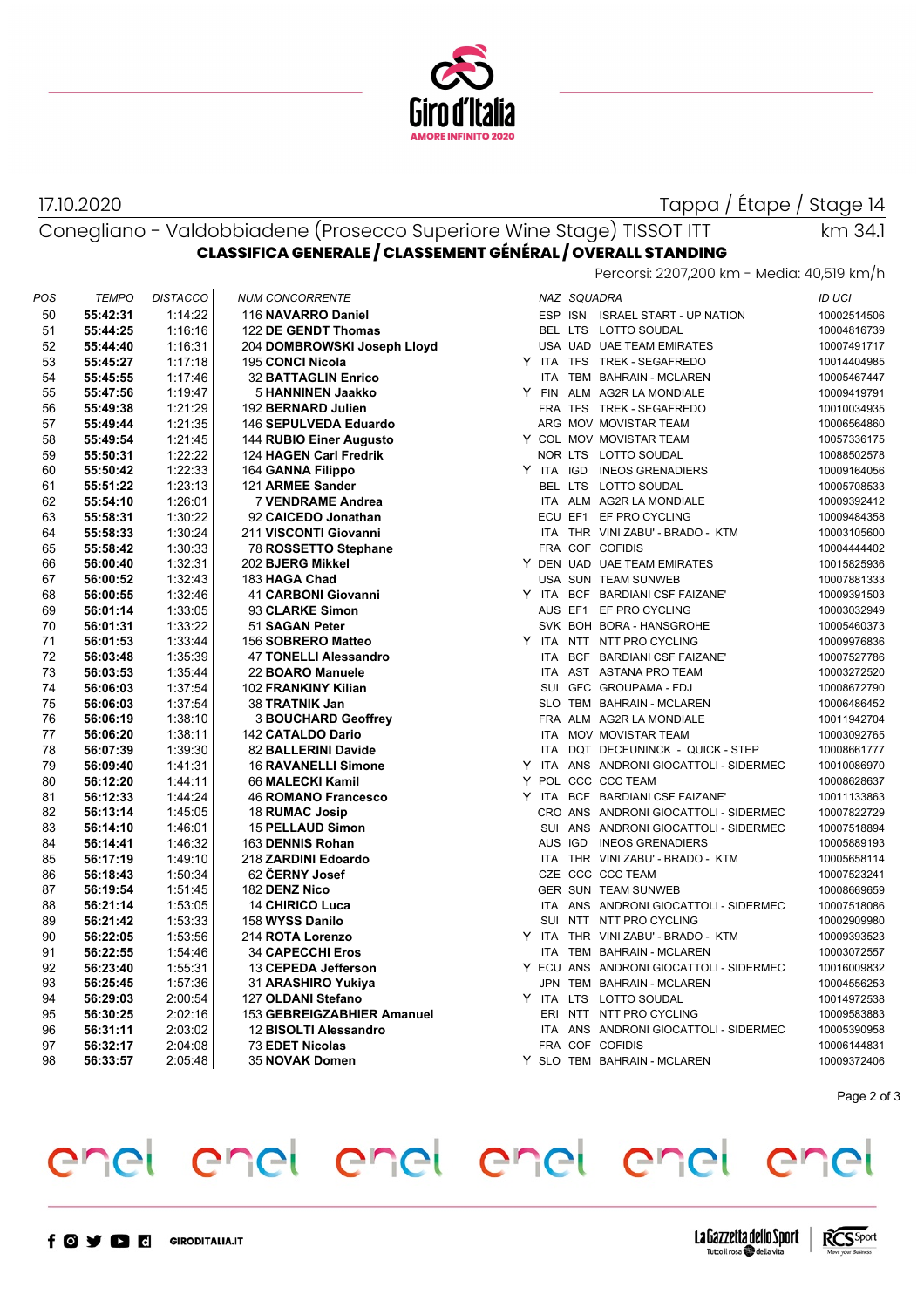17.10.2020

Tappa / Étape / Stage 14

Conegliano - Valdobbiadene (Prosecco Superiore Wine Stage) TISSOT ITT km 34.1

## CLASSIFICA GENERALE / CLASSEMENT GÉNÉRAL / OVERALL STANDING

Percorsi: 2207,200 km - Media: 40,519 km/h

| POS | TEMPO | DISTACCO | NUM CONCORRENTE | | NAZ | SQUADRA | | ID UCI |
|---|---|---|---|---|---|---|---|---|
| 50 | **55:42:31** | 1:14:22 | 116 **NAVARRO Daniel** | | ESP | ISN | ISRAEL START - UP NATION | 10002514506 |
| 51 | **55:44:25** | 1:16:16 | 122 **DE GENDT Thomas** | | BEL | LTS | LOTTO SOUDAL | 10004816739 |
| 52 | **55:44:40** | 1:16:31 | 204 **DOMBROWSKI Joseph Lloyd** | | USA | UAD | UAE TEAM EMIRATES | 10007491717 |
| 53 | **55:45:27** | 1:17:18 | 195 **CONCI Nicola** | Y | ITA | TFS | TREK - SEGAFREDO | 10014404985 |
| 54 | **55:45:55** | 1:17:46 | 32 **BATTAGLIN Enrico** | | ITA | TBM | BAHRAIN - MCLAREN | 10005467447 |
| 55 | **55:47:56** | 1:19:47 | 5 **HANNINEN Jaakko** | Y | FIN | ALM | AG2R LA MONDIALE | 10009419791 |
| 56 | **55:49:38** | 1:21:29 | 192 **BERNARD Julien** | | FRA | TFS | TREK - SEGAFREDO | 10010034935 |
| 57 | **55:49:44** | 1:21:35 | 146 **SEPULVEDA Eduardo** | | ARG | MOV | MOVISTAR TEAM | 10006564860 |
| 58 | **55:49:54** | 1:21:45 | 144 **RUBIO Einer Augusto** | Y | COL | MOV | MOVISTAR TEAM | 10057336175 |
| 59 | **55:50:31** | 1:22:22 | 124 **HAGEN Carl Fredrik** | | NOR | LTS | LOTTO SOUDAL | 10088502578 |
| 60 | **55:50:42** | 1:22:33 | 164 **GANNA Filippo** | Y | ITA | IGD | INEOS GRENADIERS | 10009164056 |
| 61 | **55:51:22** | 1:23:13 | 121 **ARMEE Sander** | | BEL | LTS | LOTTO SOUDAL | 10005708533 |
| 62 | **55:54:10** | 1:26:01 | 7 **VENDRAME Andrea** | | ITA | ALM | AG2R LA MONDIALE | 10009392412 |
| 63 | **55:58:31** | 1:30:22 | 92 **CAICEDO Jonathan** | | ECU | EF1 | EF PRO CYCLING | 10009484358 |
| 64 | **55:58:33** | 1:30:24 | 211 **VISCONTI Giovanni** | | ITA | THR | VINI ZABU' - BRADO - KTM | 10003105600 |
| 65 | **55:58:42** | 1:30:33 | 78 **ROSSETTO Stephane** | | FRA | COF | COFIDIS | 10004444402 |
| 66 | **56:00:40** | 1:32:31 | 202 **BJERG Mikkel** | Y | DEN | UAD | UAE TEAM EMIRATES | 10015825936 |
| 67 | **56:00:52** | 1:32:43 | 183 **HAGA Chad** | | USA | SUN | TEAM SUNWEB | 10007881333 |
| 68 | **56:00:55** | 1:32:46 | 41 **CARBONI Giovanni** | Y | ITA | BCF | BARDIANI CSF FAIZANE' | 10009391503 |
| 69 | **56:01:14** | 1:33:05 | 93 **CLARKE Simon** | | AUS | EF1 | EF PRO CYCLING | 10003032949 |
| 70 | **56:01:31** | 1:33:22 | 51 **SAGAN Peter** | | SVK | BOH | BORA - HANSGROHE | 10005460373 |
| 71 | **56:01:53** | 1:33:44 | 156 **SOBRERO Matteo** | Y | ITA | NTT | NTT PRO CYCLING | 10009976836 |
| 72 | **56:03:48** | 1:35:39 | 47 **TONELLI Alessandro** | | ITA | BCF | BARDIANI CSF FAIZANE' | 10007527786 |
| 73 | **56:03:53** | 1:35:44 | 22 **BOARO Manuele** | | ITA | AST | ASTANA PRO TEAM | 10003272520 |
| 74 | **56:06:03** | 1:37:54 | 102 **FRANKINY Kilian** | | SUI | GFC | GROUPAMA - FDJ | 10008672790 |
| 75 | **56:06:03** | 1:37:54 | 38 **TRATNIK Jan** | | SLO | TBM | BAHRAIN - MCLAREN | 10006486452 |
| 76 | **56:06:19** | 1:38:10 | 3 **BOUCHARD Geoffrey** | | FRA | ALM | AG2R LA MONDIALE | 10011942704 |
| 77 | **56:06:20** | 1:38:11 | 142 **CATALDO Dario** | | ITA | MOV | MOVISTAR TEAM | 10003092765 |
| 78 | **56:07:39** | 1:39:30 | 82 **BALLERINI Davide** | | ITA | DQT | DECEUNINCK - QUICK - STEP | 10008661777 |
| 79 | **56:09:40** | 1:41:31 | 16 **RAVANELLI Simone** | Y | ITA | ANS | ANDRONI GIOCATTOLI - SIDERMEC | 10010086970 |
| 80 | **56:12:20** | 1:44:11 | 66 **MALECKI Kamil** | Y | POL | CCC | CCC TEAM | 10008628637 |
| 81 | **56:12:33** | 1:44:24 | 46 **ROMANO Francesco** | Y | ITA | BCF | BARDIANI CSF FAIZANE' | 10011133863 |
| 82 | **56:13:14** | 1:45:05 | 18 **RUMAC Josip** | | CRO | ANS | ANDRONI GIOCATTOLI - SIDERMEC | 10007822729 |
| 83 | **56:14:10** | 1:46:01 | 15 **PELLAUD Simon** | | SUI | ANS | ANDRONI GIOCATTOLI - SIDERMEC | 10007518894 |
| 84 | **56:14:41** | 1:46:32 | 163 **DENNIS Rohan** | | AUS | IGD | INEOS GRENADIERS | 10005889193 |
| 85 | **56:17:19** | 1:49:10 | 218 **ZARDINI Edoardo** | | ITA | THR | VINI ZABU' - BRADO - KTM | 10005658114 |
| 86 | **56:18:43** | 1:50:34 | 62 **ČERNY Josef** | | CZE | CCC | CCC TEAM | 10007523241 |
| 87 | **56:19:54** | 1:51:45 | 182 **DENZ Nico** | | GER | SUN | TEAM SUNWEB | 10008669659 |
| 88 | **56:21:14** | 1:53:05 | 14 **CHIRICO Luca** | | ITA | ANS | ANDRONI GIOCATTOLI - SIDERMEC | 10007518086 |
| 89 | **56:21:42** | 1:53:33 | 158 **WYSS Danilo** | | SUI | NTT | NTT PRO CYCLING | 10002909980 |
| 90 | **56:22:05** | 1:53:56 | 214 **ROTA Lorenzo** | Y | ITA | THR | VINI ZABU' - BRADO - KTM | 10009393523 |
| 91 | **56:22:55** | 1:54:46 | 34 **CAPECCHI Eros** | | ITA | TBM | BAHRAIN - MCLAREN | 10003072557 |
| 92 | **56:23:40** | 1:55:31 | 13 **CEPEDA Jefferson** | Y | ECU | ANS | ANDRONI GIOCATTOLI - SIDERMEC | 10016009832 |
| 93 | **56:25:45** | 1:57:36 | 31 **ARASHIRO Yukiya** | | JPN | TBM | BAHRAIN - MCLAREN | 10004556253 |
| 94 | **56:29:03** | 2:00:54 | 127 **OLDANI Stefano** | Y | ITA | LTS | LOTTO SOUDAL | 10014972538 |
| 95 | **56:30:25** | 2:02:16 | 153 **GEBREIGZABHIER Amanuel** | | ERI | NTT | NTT PRO CYCLING | 10009583883 |
| 96 | **56:31:11** | 2:03:02 | 12 **BISOLTI Alessandro** | | ITA | ANS | ANDRONI GIOCATTOLI - SIDERMEC | 10005390958 |
| 97 | **56:32:17** | 2:04:08 | 73 **EDET Nicolas** | | FRA | COF | COFIDIS | 10006144831 |
| 98 | **56:33:57** | 2:05:48 | 35 **NOVAK Domen** | Y | SLO | TBM | BAHRAIN - MCLAREN | 10009372406 |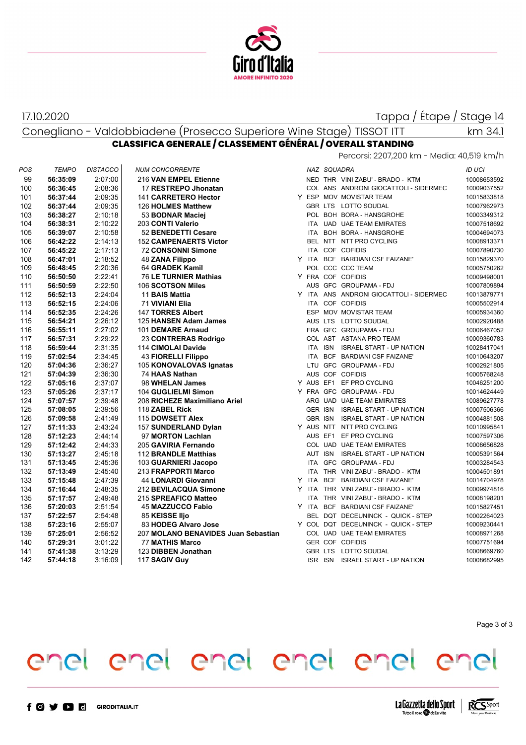17.10.2020

Tappa / Étape / Stage 14

Conegliano - Valdobbiadene (Prosecco Superiore Wine Stage) TISSOT ITT km 34.1

## CLASSIFICA GENERALE / CLASSEMENT GÉNÉRAL / OVERALL STANDING

Percorsi: 2207,200 km - Media: 40,519 km/h

| POS | TEMPO | DISTACCO | NUM CONCORRENTE | | NAZ | SQUADRA | | ID UCI |
|---|---|---|---|---|---|---|---|---|
| 99 | **56:35:09** | 2:07:00 | 216 **VAN EMPEL Etienne** | | NED | THR | VINI ZABU' - BRADO - KTM | 10008653592 |
| 100 | **56:36:45** | 2:08:36 | 17 **RESTREPO Jhonatan** | | COL | ANS | ANDRONI GIOCATTOLI - SIDERMEC | 10009037552 |
| 101 | **56:37:44** | 2:09:35 | 141 **CARRETERO Hector** | Y | ESP | MOV | MOVISTAR TEAM | 10015833818 |
| 102 | **56:37:44** | 2:09:35 | 126 **HOLMES Matthew** | | GBR | LTS | LOTTO SOUDAL | 10007962973 |
| 103 | **56:38:27** | 2:10:18 | 53 **BODNAR Maciej** | | POL | BOH | BORA - HANSGROHE | 10003349312 |
| 104 | **56:38:31** | 2:10:22 | 203 **CONTI Valerio** | | ITA | UAD | UAE TEAM EMIRATES | 10007518692 |
| 105 | **56:39:07** | 2:10:58 | 52 **BENEDETTI Cesare** | | ITA | BOH | BORA - HANSGROHE | 10004694073 |
| 106 | **56:42:22** | 2:14:13 | 152 **CAMPENAERTS Victor** | | BEL | NTT | NTT PRO CYCLING | 10008913371 |
| 107 | **56:45:22** | 2:17:13 | 72 **CONSONNI Simone** | | ITA | COF | COFIDIS | 10007890730 |
| 108 | **56:47:01** | 2:18:52 | 48 **ZANA Filippo** | Y | ITA | BCF | BARDIANI CSF FAIZANE' | 10015829370 |
| 109 | **56:48:45** | 2:20:36 | 64 **GRADEK Kamil** | | POL | CCC | CCC TEAM | 10005750262 |
| 110 | **56:50:50** | 2:22:41 | 76 **LE TURNIER Mathias** | Y | FRA | COF | COFIDIS | 10009498001 |
| 111 | **56:50:59** | 2:22:50 | 106 **SCOTSON Miles** | | AUS | GFC | GROUPAMA - FDJ | 10007809894 |
| 112 | **56:52:13** | 2:24:04 | 11 **BAIS Mattia** | Y | ITA | ANS | ANDRONI GIOCATTOLI - SIDERMEC | 10013879771 |
| 113 | **56:52:15** | 2:24:06 | 71 **VIVIANI Elia** | | ITA | COF | COFIDIS | 10005502914 |
| 114 | **56:52:35** | 2:24:26 | 147 **TORRES Albert** | | ESP | MOV | MOVISTAR TEAM | 10005934360 |
| 115 | **56:54:21** | 2:26:12 | 125 **HANSEN Adam James** | | AUS | LTS | LOTTO SOUDAL | 10002920488 |
| 116 | **56:55:11** | 2:27:02 | 101 **DEMARE Arnaud** | | FRA | GFC | GROUPAMA - FDJ | 10006467052 |
| 117 | **56:57:31** | 2:29:22 | 23 **CONTRERAS Rodrigo** | | COL | AST | ASTANA PRO TEAM | 10009360783 |
| 118 | **56:59:44** | 2:31:35 | 114 **CIMOLAI Davide** | | ITA | ISN | ISRAEL START - UP NATION | 10028417041 |
| 119 | **57:02:54** | 2:34:45 | 43 **FIORELLI Filippo** | | ITA | BCF | BARDIANI CSF FAIZANE' | 10010643207 |
| 120 | **57:04:36** | 2:36:27 | 105 **KONOVALOVAS Ignatas** | | LTU | GFC | GROUPAMA - FDJ | 10002921805 |
| 121 | **57:04:39** | 2:36:30 | 74 **HAAS Nathan** | | AUS | COF | COFIDIS | 10005768248 |
| 122 | **57:05:16** | 2:37:07 | 98 **WHELAN James** | Y | AUS | EF1 | EF PRO CYCLING | 10046251200 |
| 123 | **57:05:26** | 2:37:17 | 104 **GUGLIELMI Simon** | Y | FRA | GFC | GROUPAMA - FDJ | 10014624449 |
| 124 | **57:07:57** | 2:39:48 | 208 **RICHEZE Maximiliano Ariel** | | ARG | UAD | UAE TEAM EMIRATES | 10089627778 |
| 125 | **57:08:05** | 2:39:56 | 118 **ZABEL Rick** | | GER | ISN | ISRAEL START - UP NATION | 10007506366 |
| 126 | **57:09:58** | 2:41:49 | 115 **DOWSETT Alex** | | GBR | ISN | ISRAEL START - UP NATION | 10004881508 |
| 127 | **57:11:33** | 2:43:24 | 157 **SUNDERLAND Dylan** | Y | AUS | NTT | NTT PRO CYCLING | 10010995841 |
| 128 | **57:12:23** | 2:44:14 | 97 **MORTON Lachlan** | | AUS | EF1 | EF PRO CYCLING | 10007597306 |
| 129 | **57:12:42** | 2:44:33 | 205 **GAVIRIA Fernando** | | COL | UAD | UAE TEAM EMIRATES | 10008656828 |
| 130 | **57:13:27** | 2:45:18 | 112 **BRANDLE Matthias** | | AUT | ISN | ISRAEL START - UP NATION | 10005391564 |
| 131 | **57:13:45** | 2:45:36 | 103 **GUARNIERI Jacopo** | | ITA | GFC | GROUPAMA - FDJ | 10003284543 |
| 132 | **57:13:49** | 2:45:40 | 213 **FRAPPORTI Marco** | | ITA | THR | VINI ZABU' - BRADO - KTM | 10004501891 |
| 133 | **57:15:48** | 2:47:39 | 44 **LONARDI Giovanni** | Y | ITA | BCF | BARDIANI CSF FAIZANE' | 10014704978 |
| 134 | **57:16:44** | 2:48:35 | 212 **BEVILACQUA Simone** | Y | ITA | THR | VINI ZABU' - BRADO - KTM | 10009974816 |
| 135 | **57:17:57** | 2:49:48 | 215 **SPREAFICO Matteo** | | ITA | THR | VINI ZABU' - BRADO - KTM | 10008198201 |
| 136 | **57:20:03** | 2:51:54 | 45 **MAZZUCCO Fabio** | Y | ITA | BCF | BARDIANI CSF FAIZANE' | 10015827451 |
| 137 | **57:22:57** | 2:54:48 | 85 **KEISSE Iljo** | | BEL | DQT | DECEUNINCK - QUICK - STEP | 10002264023 |
| 138 | **57:23:16** | 2:55:07 | 83 **HODEG Alvaro Jose** | Y | COL | DQT | DECEUNINCK - QUICK - STEP | 10009230441 |
| 139 | **57:25:01** | 2:56:52 | 207 **MOLANO BENAVIDES Juan Sebastian** | | COL | UAD | UAE TEAM EMIRATES | 10008971268 |
| 140 | **57:29:31** | 3:01:22 | 77 **MATHIS Marco** | | GER | COF | COFIDIS | 10007751694 |
| 141 | **57:41:38** | 3:13:29 | 123 **DIBBEN Jonathan** | | GBR | LTS | LOTTO SOUDAL | 10008669760 |
| 142 | **57:44:18** | 3:16:09 | 117 **SAGIV Guy** | | ISR | ISN | ISRAEL START - UP NATION | 10008682995 |